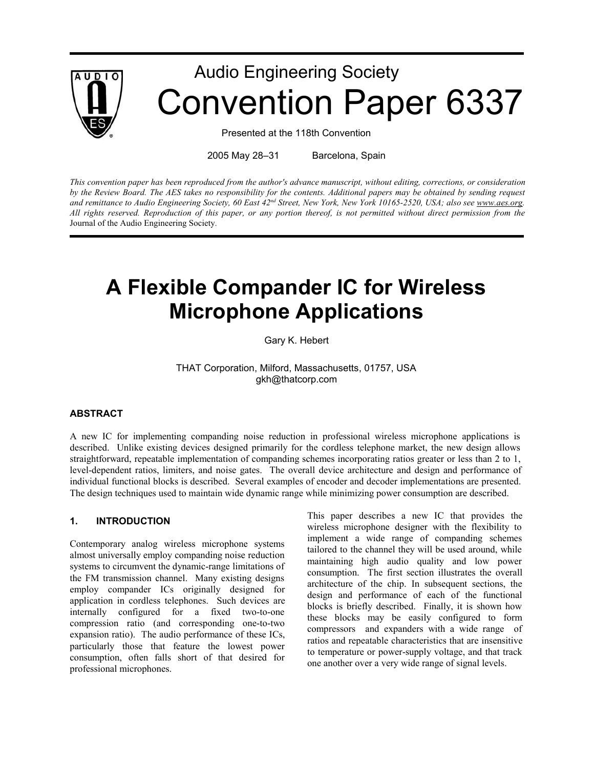# Audio Engineering Society

# Convention Paper 6337

Presented at the 118th Convention

2005 May 28–31 Barcelona, Spain

*This convention paper has been reproduced from the author's advance manuscript, without editing, corrections, or consideration by the Review Board. The AES takes no responsibility for the contents. Additional papers may be obtained by sending request and remittance to Audio Engineering Society, 60 East 42nd Street, New York, New York 10165-2520, USA; also see www.aes.org. All rights reserved. Reproduction of this paper, or any portion thereof, is not permitted without direct permission from the* Journal of the Audio Engineering Society.

# A Flexible Compander IC for Wireless Microphone Applications

Gary K. Hebert

THAT Corporation, Milford, Massachusetts, 01757, USA
gkh@thatcorp.com

## ABSTRACT

A new IC for implementing companding noise reduction in professional wireless microphone applications is described. Unlike existing devices designed primarily for the cordless telephone market, the new design allows straightforward, repeatable implementation of companding schemes incorporating ratios greater or less than 2 to 1, level-dependent ratios, limiters, and noise gates. The overall device architecture and design and performance of individual functional blocks is described. Several examples of encoder and decoder implementations are presented. The design techniques used to maintain wide dynamic range while minimizing power consumption are described.

## 1. INTRODUCTION

Contemporary analog wireless microphone systems almost universally employ companding noise reduction systems to circumvent the dynamic-range limitations of the FM transmission channel. Many existing designs employ compander ICs originally designed for application in cordless telephones. Such devices are internally configured for a fixed two-to-one compression ratio (and corresponding one-to-two expansion ratio). The audio performance of these ICs, particularly those that feature the lowest power consumption, often falls short of that desired for professional microphones.

This paper describes a new IC that provides the wireless microphone designer with the flexibility to implement a wide range of companding schemes tailored to the channel they will be used around, while maintaining high audio quality and low power consumption. The first section illustrates the overall architecture of the chip. In subsequent sections, the design and performance of each of the functional blocks is briefly described. Finally, it is shown how these blocks may be easily configured to form compressors and expanders with a wide range of ratios and repeatable characteristics that are insensitive to temperature or power-supply voltage, and that track one another over a very wide range of signal levels.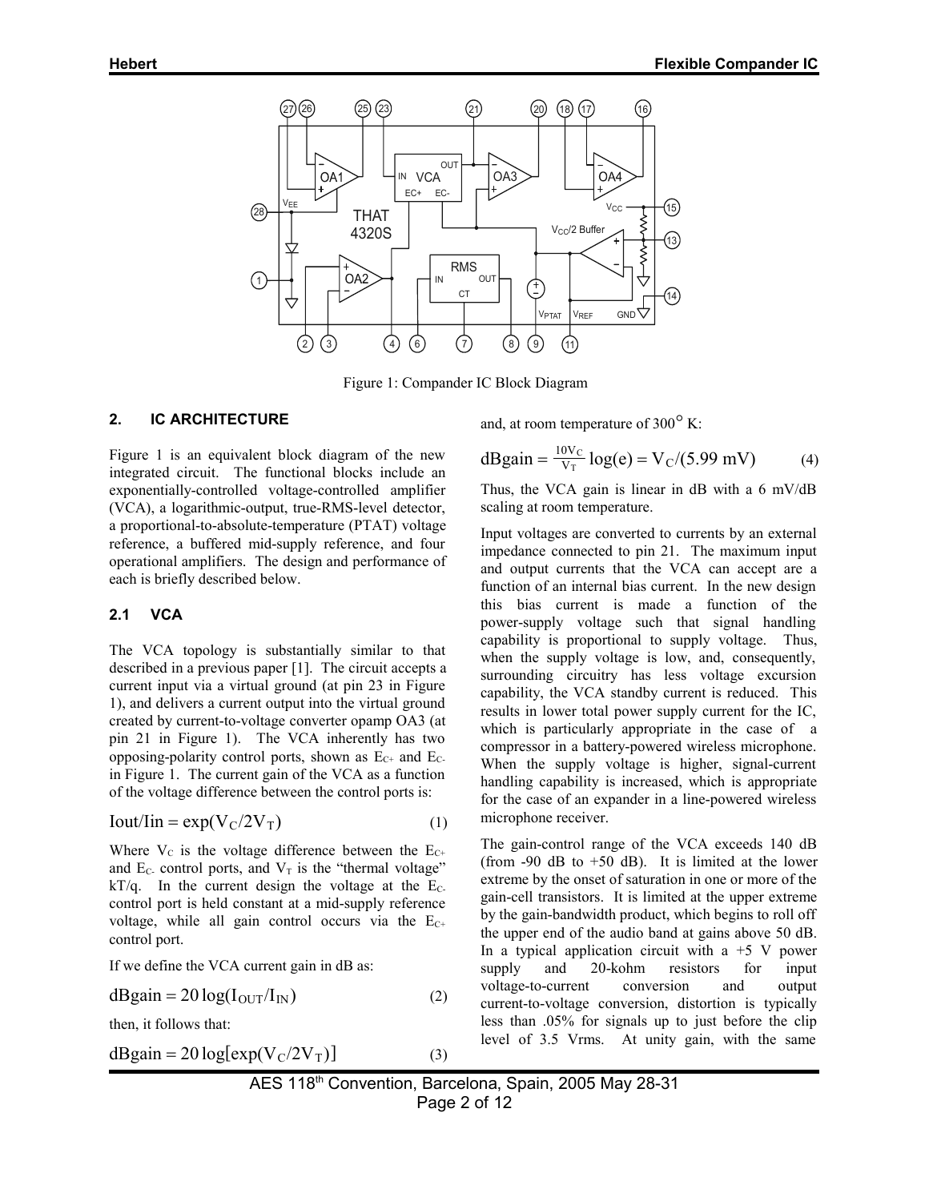Figure 1: Compander IC Block Diagram

## 2. IC ARCHITECTURE

Figure 1 is an equivalent block diagram of the new integrated circuit. The functional blocks include an exponentially-controlled voltage-controlled amplifier (VCA), a logarithmic-output, true-RMS-level detector, a proportional-to-absolute-temperature (PTAT) voltage reference, a buffered mid-supply reference, and four operational amplifiers. The design and performance of each is briefly described below.

### 2.1 VCA

The VCA topology is substantially similar to that described in a previous paper [1]. The circuit accepts a current input via a virtual ground (at pin 23 in Figure 1), and delivers a current output into the virtual ground created by current-to-voltage converter opamp OA3 (at pin 21 in Figure 1). The VCA inherently has two opposing-polarity control ports, shown as $E_{C+}$ and $E_{C-}$ in Figure 1. The current gain of the VCA as a function of the voltage difference between the control ports is:

$$\mathrm{Iout/Iin} = \exp(V_C/2V_T) \tag{1}$$

Where $V_C$ is the voltage difference between the $E_{C+}$ and $E_{C-}$ control ports, and $V_T$ is the "thermal voltage" kT/q. In the current design the voltage at the $E_{C-}$ control port is held constant at a mid-supply reference voltage, while all gain control occurs via the $E_{C+}$ control port.

If we define the VCA current gain in dB as:

$$\mathrm{dBgain} = 20\log(I_{OUT}/I_{IN}) \tag{2}$$

then, it follows that:

$$\mathrm{dBgain} = 20\log[\exp(V_C/2V_T)] \tag{3}$$

and, at room temperature of 300° K:

$$\mathrm{dBgain} = \frac{10V_C}{V_T}\log(e) = V_C/(5.99\ \mathrm{mV}) \tag{4}$$

Thus, the VCA gain is linear in dB with a 6 mV/dB scaling at room temperature.

Input voltages are converted to currents by an external impedance connected to pin 21. The maximum input and output currents that the VCA can accept are a function of an internal bias current. In the new design this bias current is made a function of the power-supply voltage such that signal handling capability is proportional to supply voltage. Thus, when the supply voltage is low, and, consequently, surrounding circuitry has less voltage excursion capability, the VCA standby current is reduced. This results in lower total power supply current for the IC, which is particularly appropriate in the case of a compressor in a battery-powered wireless microphone. When the supply voltage is higher, signal-current handling capability is increased, which is appropriate for the case of an expander in a line-powered wireless microphone receiver.

The gain-control range of the VCA exceeds 140 dB (from -90 dB to +50 dB). It is limited at the lower extreme by the onset of saturation in one or more of the gain-cell transistors. It is limited at the upper extreme by the gain-bandwidth product, which begins to roll off the upper end of the audio band at gains above 50 dB. In a typical application circuit with a +5 V power supply and 20-kohm resistors for input voltage-to-current conversion and output current-to-voltage conversion, distortion is typically less than .05% for signals up to just before the clip level of 3.5 Vrms. At unity gain, with the same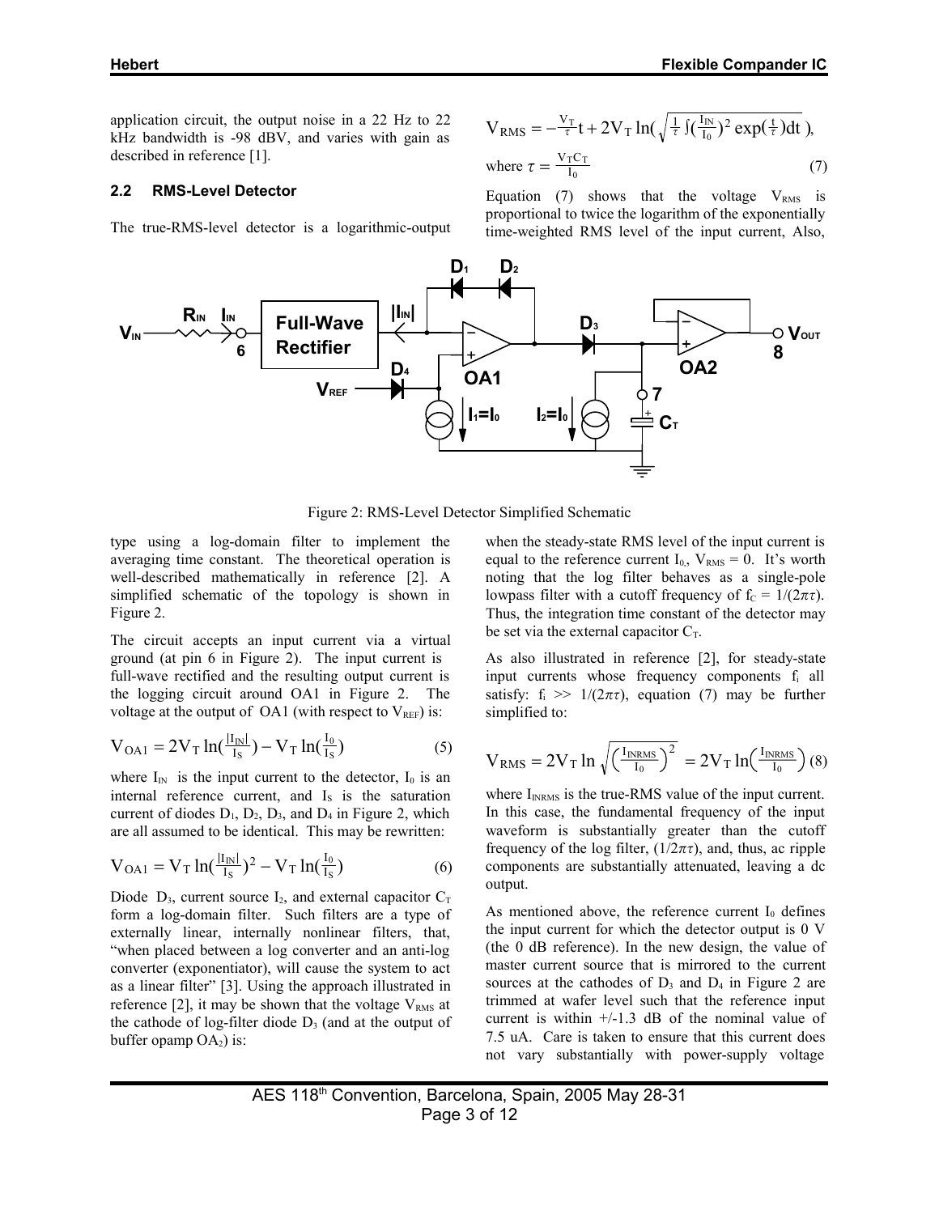application circuit, the output noise in a 22 Hz to 22 kHz bandwidth is -98 dBV, and varies with gain as described in reference [1].

### 2.2 RMS-Level Detector

The true-RMS-level detector is a logarithmic-output type using a log-domain filter to implement the averaging time constant. The theoretical operation is well-described mathematically in reference [2]. A simplified schematic of the topology is shown in Figure 2.

Figure 2: RMS-Level Detector Simplified Schematic

The circuit accepts an input current via a virtual ground (at pin 6 in Figure 2). The input current is full-wave rectified and the resulting output current is the logging circuit around OA1 in Figure 2. The voltage at the output of OA1 (with respect to $V_{REF}$) is:

$$V_{OA1} = 2V_T \ln\left(\frac{|I_{IN}|}{I_S}\right) - V_T \ln\left(\frac{I_0}{I_S}\right) \quad (5)$$

where $I_{IN}$ is the input current to the detector, $I_0$ is an internal reference current, and $I_S$ is the saturation current of diodes $D_1$, $D_2$, $D_3$, and $D_4$ in Figure 2, which are all assumed to be identical. This may be rewritten:

$$V_{OA1} = V_T \ln\left(\frac{|I_{IN}|}{I_S}\right)^2 - V_T \ln\left(\frac{I_0}{I_S}\right) \quad (6)$$

Diode $D_3$, current source $I_2$, and external capacitor $C_T$ form a log-domain filter. Such filters are a type of externally linear, internally nonlinear filters, that, "when placed between a log converter and an anti-log converter (exponentiator), will cause the system to act as a linear filter" [3]. Using the approach illustrated in reference [2], it may be shown that the voltage $V_{RMS}$ at the cathode of log-filter diode $D_3$ (and at the output of buffer opamp $OA_2$) is:

$$V_{RMS} = -\frac{V_T}{\tau}t + 2V_T \ln\left(\sqrt{\frac{1}{\tau}\int\left(\frac{I_{IN}}{I_0}\right)^2 \exp\left(\frac{t}{\tau}\right)dt}\right),$$

$$\text{where } \tau = \frac{V_T C_T}{I_0} \quad (7)$$

Equation (7) shows that the voltage $V_{RMS}$ is proportional to twice the logarithm of the exponentially time-weighted RMS level of the input current, Also, when the steady-state RMS level of the input current is equal to the reference current $I_0$, $V_{RMS} = 0$. It's worth noting that the log filter behaves as a single-pole lowpass filter with a cutoff frequency of $f_C = 1/(2\pi\tau)$. Thus, the integration time constant of the detector may be set via the external capacitor $C_T$.

As also illustrated in reference [2], for steady-state input currents whose frequency components $f_i$ all satisfy: $f_i >> 1/(2\pi\tau)$, equation (7) may be further simplified to:

$$V_{RMS} = 2V_T \ln\sqrt{\left(\frac{I_{INRMS}}{I_0}\right)^2} = 2V_T \ln\left(\frac{I_{INRMS}}{I_0}\right) \quad (8)$$

where $I_{INRMS}$ is the true-RMS value of the input current. In this case, the fundamental frequency of the input waveform is substantially greater than the cutoff frequency of the log filter, $(1/2\pi\tau)$, and, thus, ac ripple components are substantially attenuated, leaving a dc output.

As mentioned above, the reference current $I_0$ defines the input current for which the detector output is 0 V (the 0 dB reference). In the new design, the value of master current source that is mirrored to the current sources at the cathodes of $D_3$ and $D_4$ in Figure 2 are trimmed at wafer level such that the reference input current is within +/-1.3 dB of the nominal value of 7.5 uA. Care is taken to ensure that this current does not vary substantially with power-supply voltage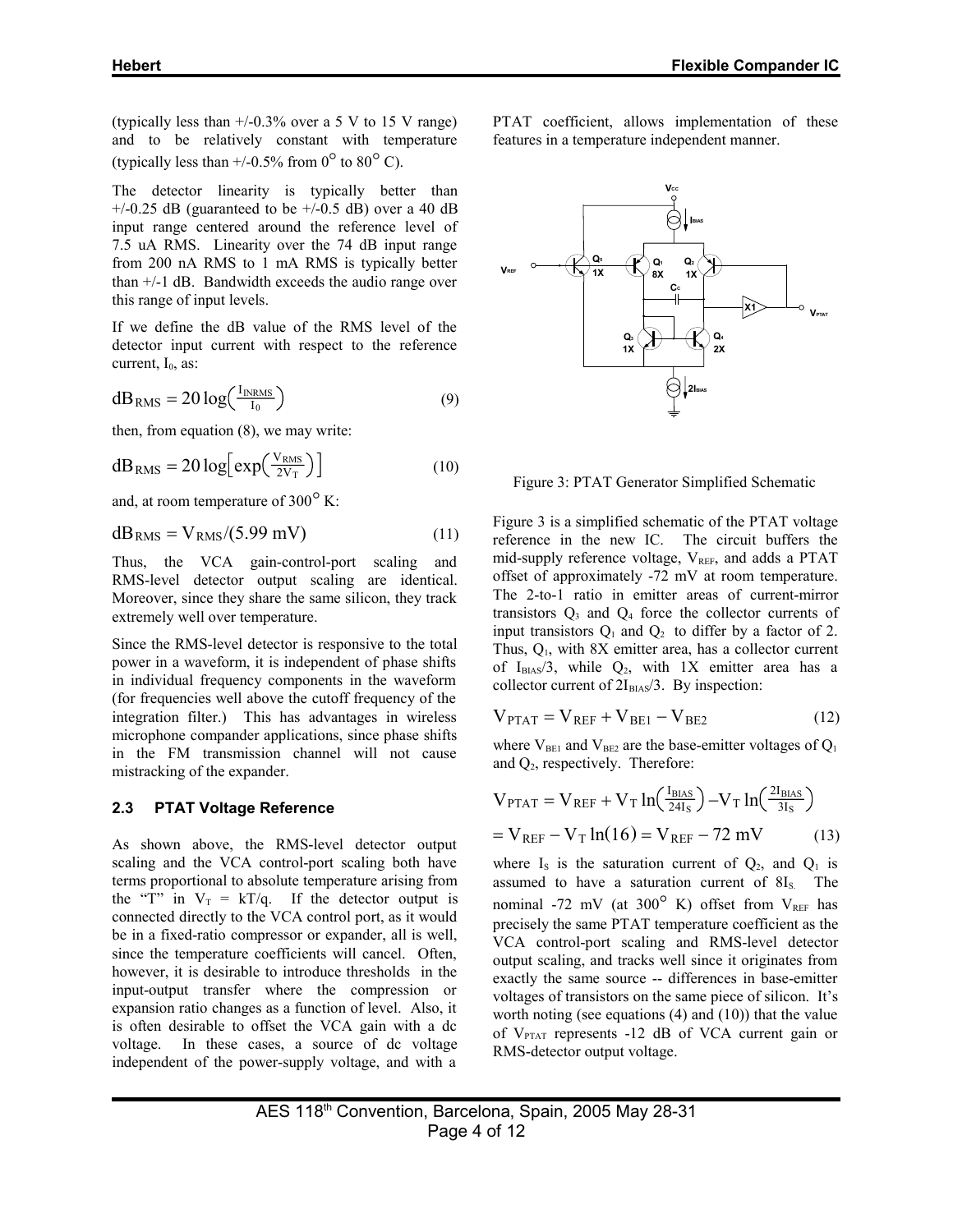(typically less than +/-0.3% over a 5 V to 15 V range) and to be relatively constant with temperature (typically less than +/-0.5% from 0° to 80° C).

The detector linearity is typically better than +/-0.25 dB (guaranteed to be +/-0.5 dB) over a 40 dB input range centered around the reference level of 7.5 uA RMS. Linearity over the 74 dB input range from 200 nA RMS to 1 mA RMS is typically better than +/-1 dB. Bandwidth exceeds the audio range over this range of input levels.

If we define the dB value of the RMS level of the detector input current with respect to the reference current, $I_0$, as:

$$dB_{RMS} = 20\log\left(\tfrac{I_{INRMS}}{I_0}\right) \tag{9}$$

then, from equation (8), we may write:

$$dB_{RMS} = 20\log\left[\exp\left(\tfrac{V_{RMS}}{2V_T}\right)\right] \tag{10}$$

and, at room temperature of 300° K:

$$dB_{RMS} = V_{RMS}/(5.99\ \text{mV}) \tag{11}$$

Thus, the VCA gain-control-port scaling and RMS-level detector output scaling are identical. Moreover, since they share the same silicon, they track extremely well over temperature.

Since the RMS-level detector is responsive to the total power in a waveform, it is independent of phase shifts in individual frequency components in the waveform (for frequencies well above the cutoff frequency of the integration filter.) This has advantages in wireless microphone compander applications, since phase shifts in the FM transmission channel will not cause mistracking of the expander.

### 2.3 PTAT Voltage Reference

As shown above, the RMS-level detector output scaling and the VCA control-port scaling both have terms proportional to absolute temperature arising from the "T" in $V_T = kT/q$. If the detector output is connected directly to the VCA control port, as it would be in a fixed-ratio compressor or expander, all is well, since the temperature coefficients will cancel. Often, however, it is desirable to introduce thresholds in the input-output transfer where the compression or expansion ratio changes as a function of level. Also, it is often desirable to offset the VCA gain with a dc voltage. In these cases, a source of dc voltage independent of the power-supply voltage, and with a PTAT coefficient, allows implementation of these features in a temperature independent manner.

Figure 3: PTAT Generator Simplified Schematic

Figure 3 is a simplified schematic of the PTAT voltage reference in the new IC. The circuit buffers the mid-supply reference voltage, $V_{REF}$, and adds a PTAT offset of approximately -72 mV at room temperature. The 2-to-1 ratio in emitter areas of current-mirror transistors $Q_3$ and $Q_4$ force the collector currents of input transistors $Q_1$ and $Q_2$ to differ by a factor of 2. Thus, $Q_1$, with 8X emitter area, has a collector current of $I_{BIAS}/3$, while $Q_2$, with 1X emitter area has a collector current of $2I_{BIAS}/3$. By inspection:

$$V_{PTAT} = V_{REF} + V_{BE1} - V_{BE2} \tag{12}$$

where $V_{BE1}$ and $V_{BE2}$ are the base-emitter voltages of $Q_1$ and $Q_2$, respectively. Therefore:

$$V_{PTAT} = V_{REF} + V_T\ln\left(\tfrac{I_{BIAS}}{24I_S}\right) - V_T\ln\left(\tfrac{2I_{BIAS}}{3I_S}\right)$$
$$= V_{REF} - V_T\ln(16) = V_{REF} - 72\ \text{mV} \tag{13}$$

where $I_S$ is the saturation current of $Q_2$, and $Q_1$ is assumed to have a saturation current of $8I_S$. The nominal -72 mV (at 300° K) offset from $V_{REF}$ has precisely the same PTAT temperature coefficient as the VCA control-port scaling and RMS-level detector output scaling, and tracks well since it originates from exactly the same source -- differences in base-emitter voltages of transistors on the same piece of silicon. It's worth noting (see equations (4) and (10)) that the value of $V_{PTAT}$ represents -12 dB of VCA current gain or RMS-detector output voltage.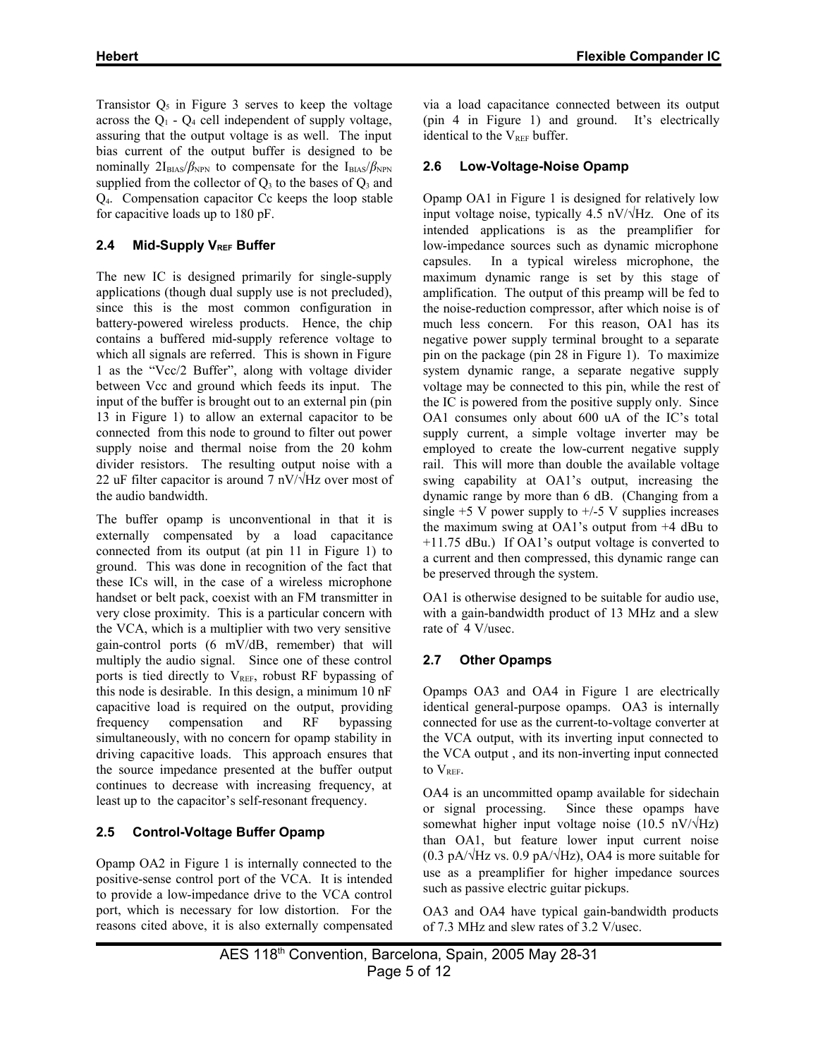Transistor $Q_5$ in Figure 3 serves to keep the voltage across the $Q_1$ - $Q_4$ cell independent of supply voltage, assuring that the output voltage is as well. The input bias current of the output buffer is designed to be nominally $2I_{BIAS}/\beta_{NPN}$ to compensate for the $I_{BIAS}/\beta_{NPN}$ supplied from the collector of $Q_3$ to the bases of $Q_3$ and $Q_4$. Compensation capacitor Cc keeps the loop stable for capacitive loads up to 180 pF.

### 2.4 Mid-Supply $V_{REF}$ Buffer

The new IC is designed primarily for single-supply applications (though dual supply use is not precluded), since this is the most common configuration in battery-powered wireless products. Hence, the chip contains a buffered mid-supply reference voltage to which all signals are referred. This is shown in Figure 1 as the "Vcc/2 Buffer", along with voltage divider between Vcc and ground which feeds its input. The input of the buffer is brought out to an external pin (pin 13 in Figure 1) to allow an external capacitor to be connected from this node to ground to filter out power supply noise and thermal noise from the 20 kohm divider resistors. The resulting output noise with a 22 uF filter capacitor is around 7 nV/√Hz over most of the audio bandwidth.

The buffer opamp is unconventional in that it is externally compensated by a load capacitance connected from its output (at pin 11 in Figure 1) to ground. This was done in recognition of the fact that these ICs will, in the case of a wireless microphone handset or belt pack, coexist with an FM transmitter in very close proximity. This is a particular concern with the VCA, which is a multiplier with two very sensitive gain-control ports (6 mV/dB, remember) that will multiply the audio signal. Since one of these control ports is tied directly to $V_{REF}$, robust RF bypassing of this node is desirable. In this design, a minimum 10 nF capacitive load is required on the output, providing frequency compensation and RF bypassing simultaneously, with no concern for opamp stability in driving capacitive loads. This approach ensures that the source impedance presented at the buffer output continues to decrease with increasing frequency, at least up to the capacitor's self-resonant frequency.

### 2.5 Control-Voltage Buffer Opamp

Opamp OA2 in Figure 1 is internally connected to the positive-sense control port of the VCA. It is intended to provide a low-impedance drive to the VCA control port, which is necessary for low distortion. For the reasons cited above, it is also externally compensated via a load capacitance connected between its output (pin 4 in Figure 1) and ground. It's electrically identical to the $V_{REF}$ buffer.

### 2.6 Low-Voltage-Noise Opamp

Opamp OA1 in Figure 1 is designed for relatively low input voltage noise, typically 4.5 nV/√Hz. One of its intended applications is as the preamplifier for low-impedance sources such as dynamic microphone capsules. In a typical wireless microphone, the maximum dynamic range is set by this stage of amplification. The output of this preamp will be fed to the noise-reduction compressor, after which noise is of much less concern. For this reason, OA1 has its negative power supply terminal brought to a separate pin on the package (pin 28 in Figure 1). To maximize system dynamic range, a separate negative supply voltage may be connected to this pin, while the rest of the IC is powered from the positive supply only. Since OA1 consumes only about 600 uA of the IC's total supply current, a simple voltage inverter may be employed to create the low-current negative supply rail. This will more than double the available voltage swing capability at OA1's output, increasing the dynamic range by more than 6 dB. (Changing from a single +5 V power supply to +/-5 V supplies increases the maximum swing at OA1's output from +4 dBu to +11.75 dBu.) If OA1's output voltage is converted to a current and then compressed, this dynamic range can be preserved through the system.

OA1 is otherwise designed to be suitable for audio use, with a gain-bandwidth product of 13 MHz and a slew rate of 4 V/usec.

### 2.7 Other Opamps

Opamps OA3 and OA4 in Figure 1 are electrically identical general-purpose opamps. OA3 is internally connected for use as the current-to-voltage converter at the VCA output, with its inverting input connected to the VCA output , and its non-inverting input connected to $V_{REF}$.

OA4 is an uncommitted opamp available for sidechain or signal processing. Since these opamps have somewhat higher input voltage noise (10.5 nV/√Hz) than OA1, but feature lower input current noise (0.3 pA/√Hz vs. 0.9 pA/√Hz), OA4 is more suitable for use as a preamplifier for higher impedance sources such as passive electric guitar pickups.

OA3 and OA4 have typical gain-bandwidth products of 7.3 MHz and slew rates of 3.2 V/usec.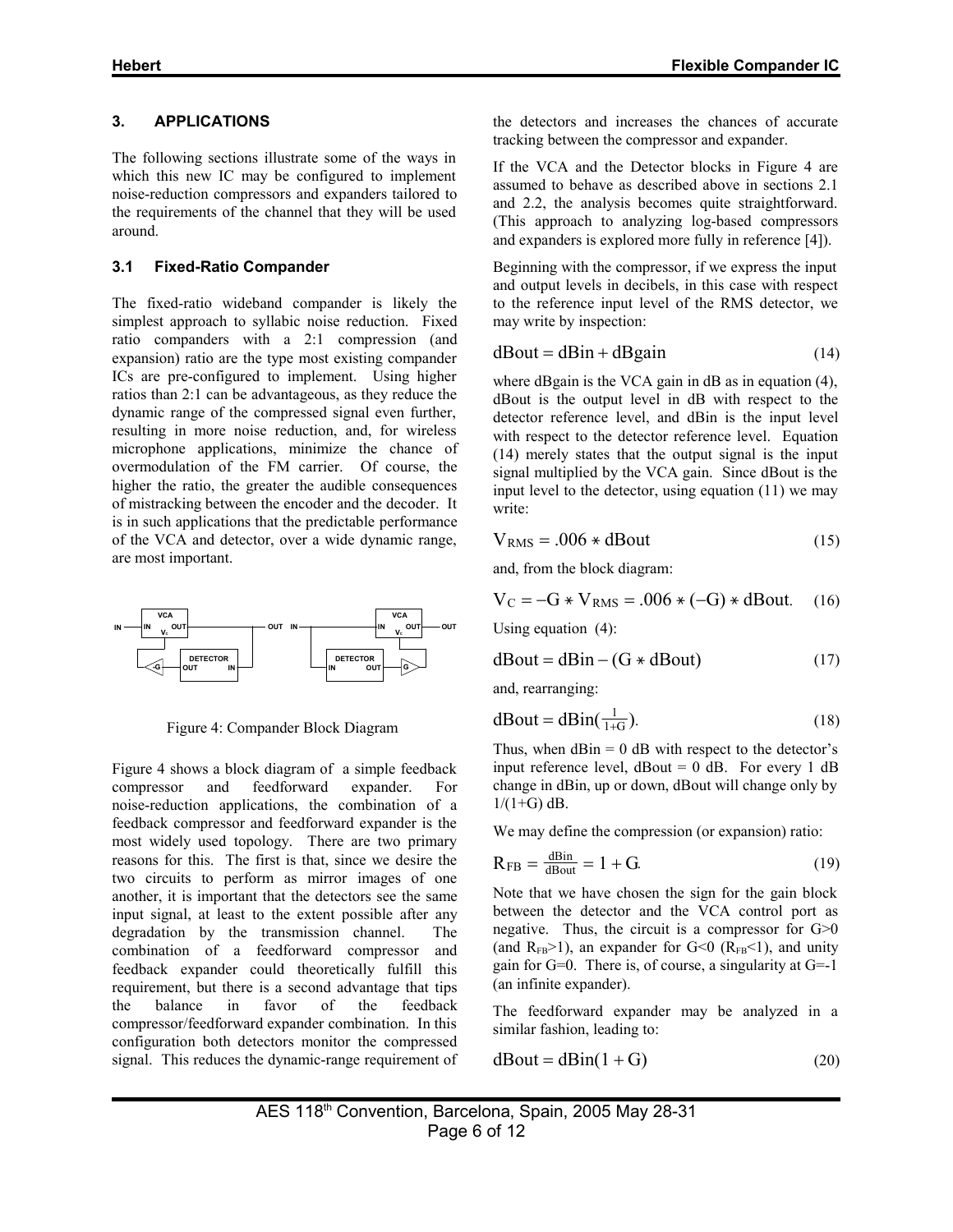## 3. APPLICATIONS

The following sections illustrate some of the ways in which this new IC may be configured to implement noise-reduction compressors and expanders tailored to the requirements of the channel that they will be used around.

### 3.1 Fixed-Ratio Compander

The fixed-ratio wideband compander is likely the simplest approach to syllabic noise reduction. Fixed ratio companders with a 2:1 compression (and expansion) ratio are the type most existing compander ICs are pre-configured to implement. Using higher ratios than 2:1 can be advantageous, as they reduce the dynamic range of the compressed signal even further, resulting in more noise reduction, and, for wireless microphone applications, minimize the chance of overmodulation of the FM carrier. Of course, the higher the ratio, the greater the audible consequences of mistracking between the encoder and the decoder. It is in such applications that the predictable performance of the VCA and detector, over a wide dynamic range, are most important.

Figure 4: Compander Block Diagram

Figure 4 shows a block diagram of a simple feedback compressor and feedforward expander. For noise-reduction applications, the combination of a feedback compressor and feedforward expander is the most widely used topology. There are two primary reasons for this. The first is that, since we desire the two circuits to perform as mirror images of one another, it is important that the detectors see the same input signal, at least to the extent possible after any degradation by the transmission channel. The combination of a feedforward compressor and feedback expander could theoretically fulfill this requirement, but there is a second advantage that tips the balance in favor of the feedback compressor/feedforward expander combination. In this configuration both detectors monitor the compressed signal. This reduces the dynamic-range requirement of the detectors and increases the chances of accurate tracking between the compressor and expander.

If the VCA and the Detector blocks in Figure 4 are assumed to behave as described above in sections 2.1 and 2.2, the analysis becomes quite straightforward. (This approach to analyzing log-based compressors and expanders is explored more fully in reference [4]).

Beginning with the compressor, if we express the input and output levels in decibels, in this case with respect to the reference input level of the RMS detector, we may write by inspection:

$$\mathrm{dBout} = \mathrm{dBin} + \mathrm{dBgain} \tag{14}$$

where dBgain is the VCA gain in dB as in equation (4), dBout is the output level in dB with respect to the detector reference level, and dBin is the input level with respect to the detector reference level. Equation (14) merely states that the output signal is the input signal multiplied by the VCA gain. Since dBout is the input level to the detector, using equation (11) we may write:

$$V_{RMS} = .006 * \mathrm{dBout} \tag{15}$$

and, from the block diagram:

$$V_C = -G * V_{RMS} = .006 * (-G) * \mathrm{dBout}. \tag{16}$$

Using equation (4):

$$\mathrm{dBout} = \mathrm{dBin} - (G * \mathrm{dBout}) \tag{17}$$

and, rearranging:

$$\mathrm{dBout} = \mathrm{dBin}\left(\tfrac{1}{1+G}\right). \tag{18}$$

Thus, when dBin = 0 dB with respect to the detector's input reference level, dBout = 0 dB. For every 1 dB change in dBin, up or down, dBout will change only by $1/(1+G)$ dB.

We may define the compression (or expansion) ratio:

$$R_{FB} = \tfrac{\mathrm{dBin}}{\mathrm{dBout}} = 1 + G. \tag{19}$$

Note that we have chosen the sign for the gain block between the detector and the VCA control port as negative. Thus, the circuit is a compressor for $G>0$ (and $R_{FB}>1$), an expander for $G<0$ ($R_{FB}<1$), and unity gain for $G=0$. There is, of course, a singularity at $G=-1$ (an infinite expander).

The feedforward expander may be analyzed in a similar fashion, leading to:

$$\mathrm{dBout} = \mathrm{dBin}(1 + G) \tag{20}$$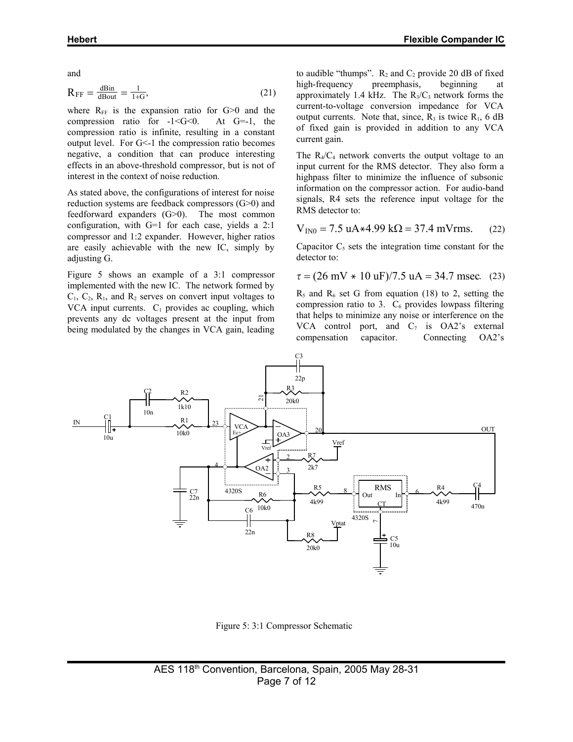and

$$R_{FF} = \frac{dBin}{dBout} = \frac{1}{1+G}, \tag{21}$$

where $R_{FF}$ is the expansion ratio for G>0 and the compression ratio for -1<G<0. At G=-1, the compression ratio is infinite, resulting in a constant output level. For G<-1 the compression ratio becomes negative, a condition that can produce interesting effects in an above-threshold compressor, but is not of interest in the context of noise reduction.

As stated above, the configurations of interest for noise reduction systems are feedback compressors (G>0) and feedforward expanders (G>0). The most common configuration, with G=1 for each case, yields a 2:1 compressor and 1:2 expander. However, higher ratios are easily achievable with the new IC, simply by adjusting G.

Figure 5 shows an example of a 3:1 compressor implemented with the new IC. The network formed by $C_1$, $C_2$, $R_1$, and $R_2$ serves on convert input voltages to VCA input currents. $C_1$ provides ac coupling, which prevents any dc voltages present at the input from being modulated by the changes in VCA gain, leading to audible "thumps". $R_2$ and $C_2$ provide 20 dB of fixed high-frequency preemphasis, beginning at approximately 1.4 kHz. The $R_3$/$C_3$ network forms the current-to-voltage conversion impedance for VCA output currents. Note that, since, $R_3$ is twice $R_1$, 6 dB of fixed gain is provided in addition to any VCA current gain.

The $R_4$/$C_4$ network converts the output voltage to an input current for the RMS detector. They also form a highpass filter to minimize the influence of subsonic information on the compressor action. For audio-band signals, R4 sets the reference input voltage for the RMS detector to:

$$V_{IN0} = 7.5 \text{ uA} * 4.99 \text{ k}\Omega = 37.4 \text{ mVrms}. \tag{22}$$

Capacitor $C_5$ sets the integration time constant for the detector to:

$$\tau = (26 \text{ mV} * 10 \text{ uF})/7.5 \text{ uA} = 34.7 \text{ msec}. \tag{23}$$

$R_5$ and $R_6$ set G from equation (18) to 2, setting the compression ratio to 3. $C_6$ provides lowpass filtering that helps to minimize any noise or interference on the VCA control port, and $C_7$ is OA2's external compensation capacitor. Connecting OA2's

Figure 5: 3:1 Compressor Schematic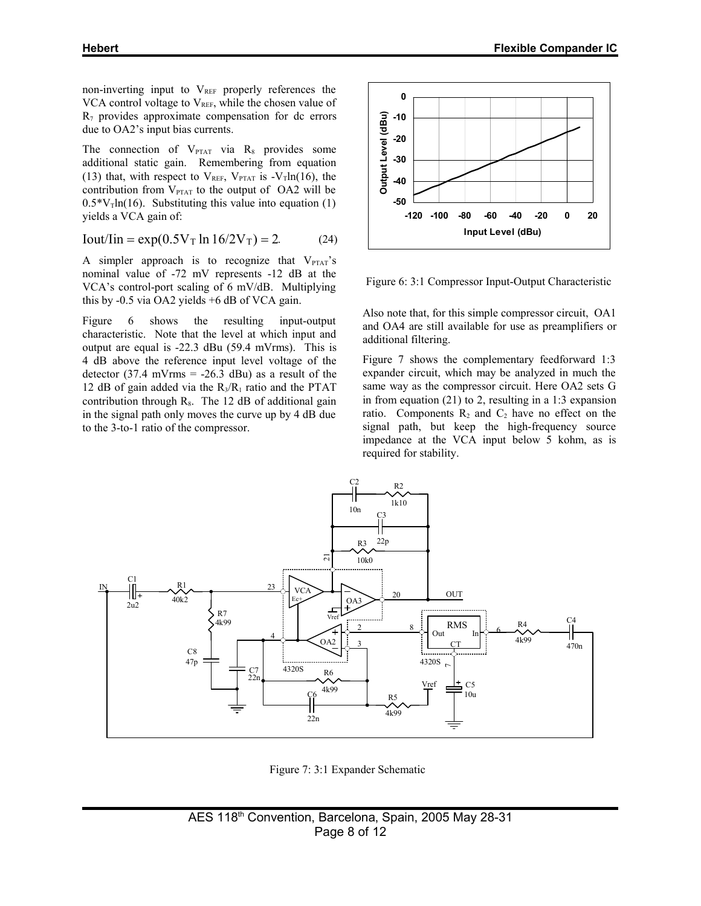non-inverting input to $V_{REF}$ properly references the VCA control voltage to $V_{REF}$, while the chosen value of $R_7$ provides approximate compensation for dc errors due to OA2's input bias currents.

The connection of $V_{PTAT}$ via $R_8$ provides some additional static gain. Remembering from equation (13) that, with respect to $V_{REF}$, $V_{PTAT}$ is $-V_T\ln(16)$, the contribution from $V_{PTAT}$ to the output of OA2 will be $0.5{*}V_T\ln(16)$. Substituting this value into equation (1) yields a VCA gain of:

$$\text{Iout/Iin} = \exp(0.5V_T \ln 16/2V_T) = 2. \tag{24}$$

A simpler approach is to recognize that $V_{PTAT}$'s nominal value of -72 mV represents -12 dB at the VCA's control-port scaling of 6 mV/dB. Multiplying this by -0.5 via OA2 yields +6 dB of VCA gain.

Figure 6 shows the resulting input-output characteristic. Note that the level at which input and output are equal is -22.3 dBu (59.4 mVrms). This is 4 dB above the reference input level voltage of the detector (37.4 mVrms = -26.3 dBu) as a result of the 12 dB of gain added via the $R_3/R_1$ ratio and the PTAT contribution through $R_8$. The 12 dB of additional gain in the signal path only moves the curve up by 4 dB due to the 3-to-1 ratio of the compressor.

Figure 6: 3:1 Compressor Input-Output Characteristic

Also note that, for this simple compressor circuit, OA1 and OA4 are still available for use as preamplifiers or additional filtering.

Figure 7 shows the complementary feedforward 1:3 expander circuit, which may be analyzed in much the same way as the compressor circuit. Here OA2 sets G in from equation (21) to 2, resulting in a 1:3 expansion ratio. Components $R_2$ and $C_2$ have no effect on the signal path, but keep the high-frequency source impedance at the VCA input below 5 kohm, as is required for stability.

Figure 7: 3:1 Expander Schematic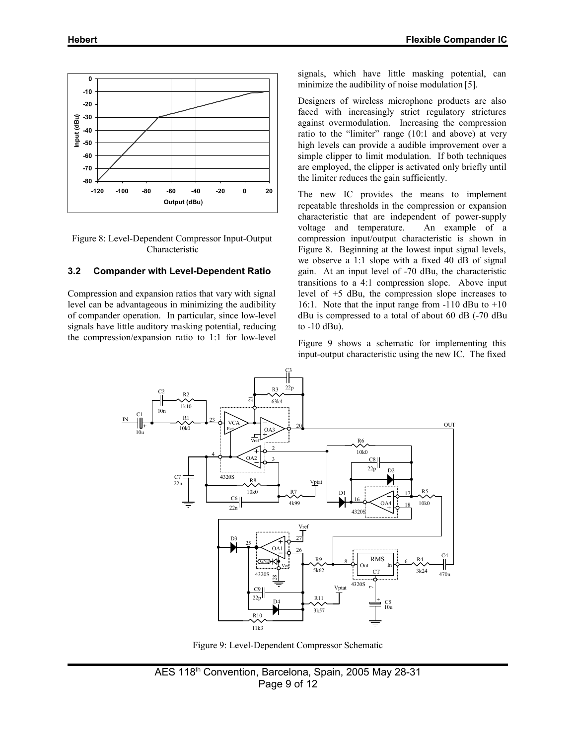Figure 8: Level-Dependent Compressor Input-Output Characteristic

### 3.2 Compander with Level-Dependent Ratio

Compression and expansion ratios that vary with signal level can be advantageous in minimizing the audibility of compander operation. In particular, since low-level signals have little auditory masking potential, reducing the compression/expansion ratio to 1:1 for low-level signals, which have little masking potential, can minimize the audibility of noise modulation [5].

Designers of wireless microphone products are also faced with increasingly strict regulatory strictures against overmodulation. Increasing the compression ratio to the "limiter" range (10:1 and above) at very high levels can provide a audible improvement over a simple clipper to limit modulation. If both techniques are employed, the clipper is activated only briefly until the limiter reduces the gain sufficiently.

The new IC provides the means to implement repeatable thresholds in the compression or expansion characteristic that are independent of power-supply voltage and temperature. An example of a compression input/output characteristic is shown in Figure 8. Beginning at the lowest input signal levels, we observe a 1:1 slope with a fixed 40 dB of signal gain. At an input level of -70 dBu, the characteristic transitions to a 4:1 compression slope. Above input level of +5 dBu, the compression slope increases to 16:1. Note that the input range from -110 dBu to +10 dBu is compressed to a total of about 60 dB (-70 dBu to -10 dBu).

Figure 9 shows a schematic for implementing this input-output characteristic using the new IC. The fixed

Figure 9: Level-Dependent Compressor Schematic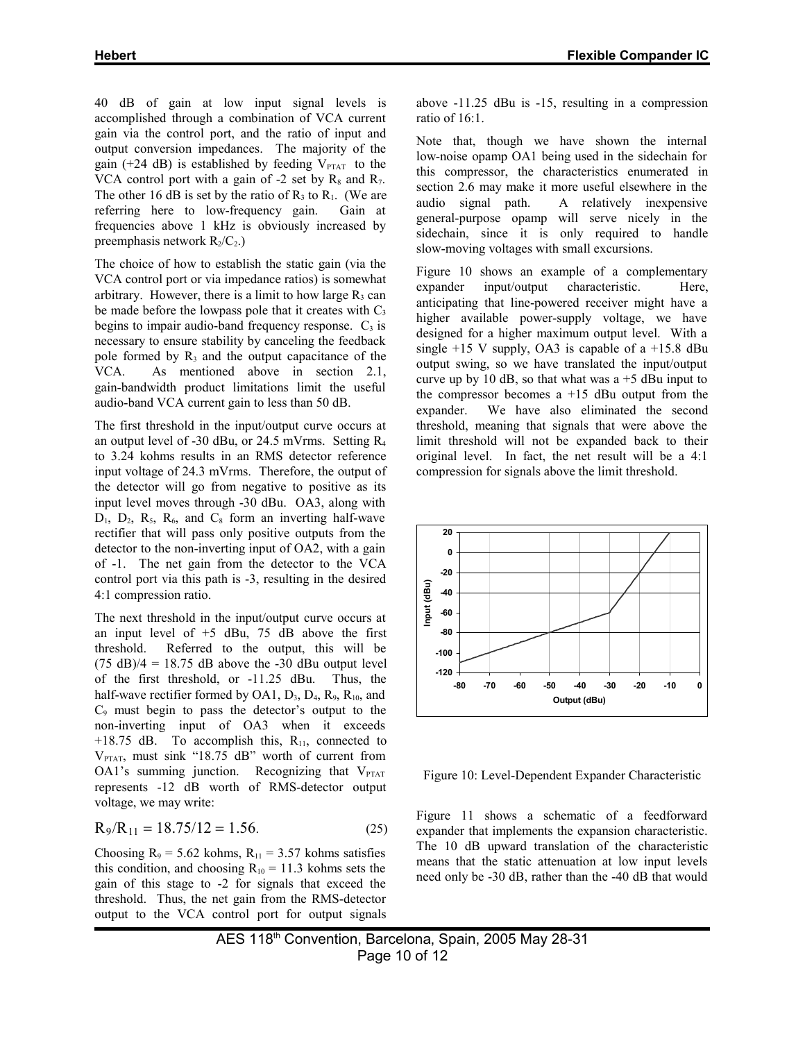40 dB of gain at low input signal levels is accomplished through a combination of VCA current gain via the control port, and the ratio of input and output conversion impedances. The majority of the gain (+24 dB) is established by feeding $V_{PTAT}$ to the VCA control port with a gain of -2 set by $R_8$ and $R_7$. The other 16 dB is set by the ratio of $R_3$ to $R_1$. (We are referring here to low-frequency gain. Gain at frequencies above 1 kHz is obviously increased by preemphasis network $R_2/C_2$.)

The choice of how to establish the static gain (via the VCA control port or via impedance ratios) is somewhat arbitrary. However, there is a limit to how large $R_3$ can be made before the lowpass pole that it creates with $C_3$ begins to impair audio-band frequency response. $C_3$ is necessary to ensure stability by canceling the feedback pole formed by $R_3$ and the output capacitance of the VCA. As mentioned above in section 2.1, gain-bandwidth product limitations limit the useful audio-band VCA current gain to less than 50 dB.

The first threshold in the input/output curve occurs at an output level of -30 dBu, or 24.5 mVrms. Setting $R_4$ to 3.24 kohms results in an RMS detector reference input voltage of 24.3 mVrms. Therefore, the output of the detector will go from negative to positive as its input level moves through -30 dBu. OA3, along with $D_1$, $D_2$, $R_5$, $R_6$, and $C_8$ form an inverting half-wave rectifier that will pass only positive outputs from the detector to the non-inverting input of OA2, with a gain of -1. The net gain from the detector to the VCA control port via this path is -3, resulting in the desired 4:1 compression ratio.

The next threshold in the input/output curve occurs at an input level of +5 dBu, 75 dB above the first threshold. Referred to the output, this will be (75 dB)/4 = 18.75 dB above the -30 dBu output level of the first threshold, or -11.25 dBu. Thus, the half-wave rectifier formed by OA1, $D_3$, $D_4$, $R_9$, $R_{10}$, and $C_9$ must begin to pass the detector's output to the non-inverting input of OA3 when it exceeds +18.75 dB. To accomplish this, $R_{11}$, connected to $V_{PTAT}$, must sink "18.75 dB" worth of current from OA1's summing junction. Recognizing that $V_{PTAT}$ represents -12 dB worth of RMS-detector output voltage, we may write:

$$R_9/R_{11} = 18.75/12 = 1.56. \tag{25}$$

Choosing $R_9$ = 5.62 kohms, $R_{11}$ = 3.57 kohms satisfies this condition, and choosing $R_{10}$ = 11.3 kohms sets the gain of this stage to -2 for signals that exceed the threshold. Thus, the net gain from the RMS-detector output to the VCA control port for output signals above -11.25 dBu is -15, resulting in a compression ratio of 16:1.

Note that, though we have shown the internal low-noise opamp OA1 being used in the sidechain for this compressor, the characteristics enumerated in section 2.6 may make it more useful elsewhere in the audio signal path. A relatively inexpensive general-purpose opamp will serve nicely in the sidechain, since it is only required to handle slow-moving voltages with small excursions.

Figure 10 shows an example of a complementary expander input/output characteristic. Here, anticipating that line-powered receiver might have a higher available power-supply voltage, we have designed for a higher maximum output level. With a single +15 V supply, OA3 is capable of a +15.8 dBu output swing, so we have translated the input/output curve up by 10 dB, so that what was a +5 dBu input to the compressor becomes a +15 dBu output from the expander. We have also eliminated the second threshold, meaning that signals that were above the limit threshold will not be expanded back to their original level. In fact, the net result will be a 4:1 compression for signals above the limit threshold.

Figure 10: Level-Dependent Expander Characteristic

Figure 11 shows a schematic of a feedforward expander that implements the expansion characteristic. The 10 dB upward translation of the characteristic means that the static attenuation at low input levels need only be -30 dB, rather than the -40 dB that would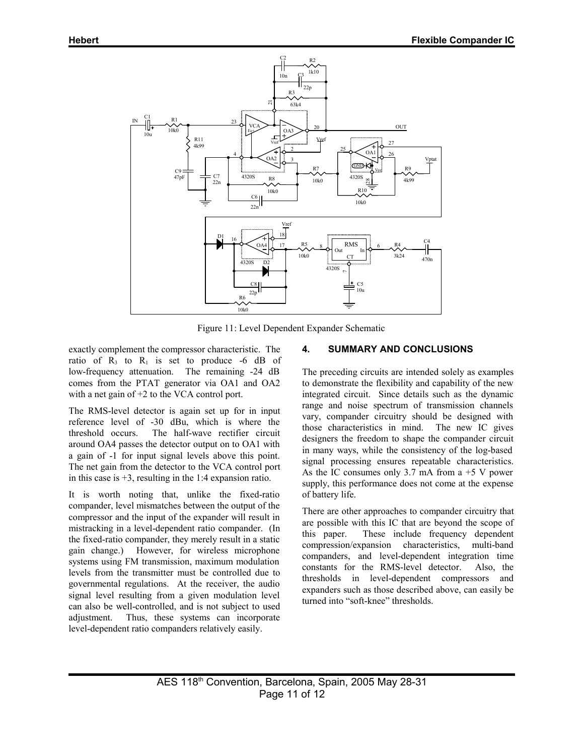Figure 11: Level Dependent Expander Schematic

exactly complement the compressor characteristic. The ratio of $R_3$ to $R_1$ is set to produce -6 dB of low-frequency attenuation. The remaining -24 dB comes from the PTAT generator via OA1 and OA2 with a net gain of +2 to the VCA control port.

The RMS-level detector is again set up for in input reference level of -30 dBu, which is where the threshold occurs. The half-wave rectifier circuit around OA4 passes the detector output on to OA1 with a gain of -1 for input signal levels above this point. The net gain from the detector to the VCA control port in this case is +3, resulting in the 1:4 expansion ratio.

It is worth noting that, unlike the fixed-ratio compander, level mismatches between the output of the compressor and the input of the expander will result in mistracking in a level-dependent ratio compander. (In the fixed-ratio compander, they merely result in a static gain change.) However, for wireless microphone systems using FM transmission, maximum modulation levels from the transmitter must be controlled due to governmental regulations. At the receiver, the audio signal level resulting from a given modulation level can also be well-controlled, and is not subject to used adjustment. Thus, these systems can incorporate level-dependent ratio companders relatively easily.

## 4. SUMMARY AND CONCLUSIONS

The preceding circuits are intended solely as examples to demonstrate the flexibility and capability of the new integrated circuit. Since details such as the dynamic range and noise spectrum of transmission channels vary, compander circuitry should be designed with those characteristics in mind. The new IC gives designers the freedom to shape the compander circuit in many ways, while the consistency of the log-based signal processing ensures repeatable characteristics. As the IC consumes only 3.7 mA from a +5 V power supply, this performance does not come at the expense of battery life.

There are other approaches to compander circuitry that are possible with this IC that are beyond the scope of this paper. These include frequency dependent compression/expansion characteristics, multi-band companders, and level-dependent integration time constants for the RMS-level detector. Also, the thresholds in level-dependent compressors and expanders such as those described above, can easily be turned into "soft-knee" thresholds.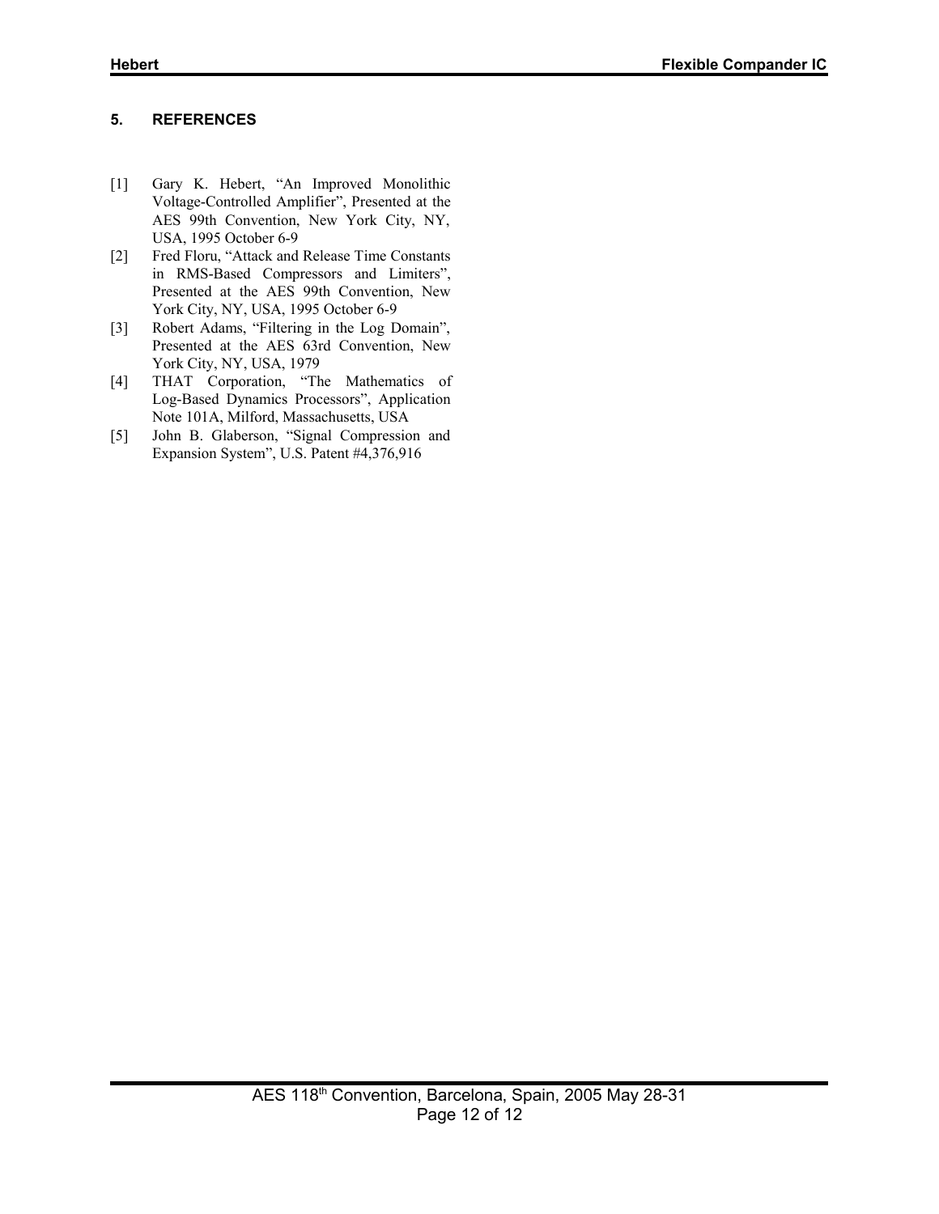## 5. REFERENCES

[1] Gary K. Hebert, "An Improved Monolithic Voltage-Controlled Amplifier", Presented at the AES 99th Convention, New York City, NY, USA, 1995 October 6-9

[2] Fred Floru, "Attack and Release Time Constants in RMS-Based Compressors and Limiters", Presented at the AES 99th Convention, New York City, NY, USA, 1995 October 6-9

[3] Robert Adams, "Filtering in the Log Domain", Presented at the AES 63rd Convention, New York City, NY, USA, 1979

[4] THAT Corporation, "The Mathematics of Log-Based Dynamics Processors", Application Note 101A, Milford, Massachusetts, USA

[5] John B. Glaberson, "Signal Compression and Expansion System", U.S. Patent #4,376,916